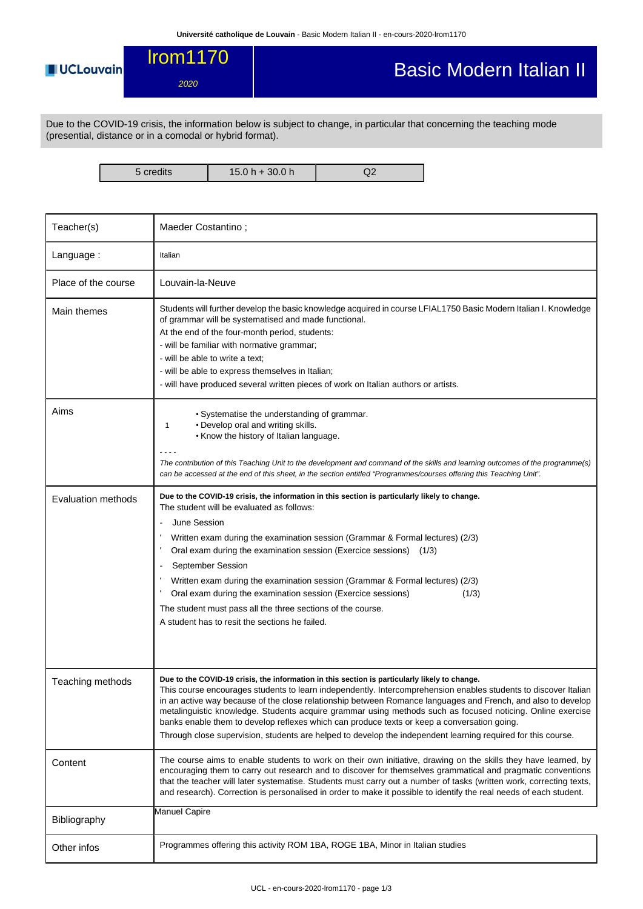# lrom1170

*2020*

# Basic Modern Italian II

Due to the COVID-19 crisis, the information below is subject to change, in particular that concerning the teaching mode (presential, distance or in a comodal or hybrid format).

| 5 credits | 15.0 h + 30.0 h | Q2 |
|---|---|---|

| | |
|---|---|
| Teacher(s) | Maeder Costantino ; |
| Language : | Italian |
| Place of the course | Louvain-la-Neuve |
| Main themes | Students will further develop the basic knowledge acquired in course LFIAL1750 Basic Modern Italian I. Knowledge of grammar will be systematised and made functional.<br>At the end of the four-month period, students:<br>- will be familiar with normative grammar;<br>- will be able to write a text;<br>- will be able to express themselves in Italian;<br>- will have produced several written pieces of work on Italian authors or artists. |
| Aims | 1 • Systematise the understanding of grammar.<br>• Develop oral and writing skills.<br>• Know the history of Italian language.<br>- - - -<br>*The contribution of this Teaching Unit to the development and command of the skills and learning outcomes of the programme(s) can be accessed at the end of this sheet, in the section entitled "Programmes/courses offering this Teaching Unit".* |
| Evaluation methods | **Due to the COVID-19 crisis, the information in this section is particularly likely to change.**<br>The student will be evaluated as follows:<br>- June Session<br>' Written exam during the examination session (Grammar & Formal lectures) (2/3)<br>' Oral exam during the examination session (Exercice sessions) (1/3)<br>- September Session<br>' Written exam during the examination session (Grammar & Formal lectures) (2/3)<br>' Oral exam during the examination session (Exercice sessions) (1/3)<br>The student must pass all the three sections of the course.<br>A student has to resit the sections he failed. |
| Teaching methods | **Due to the COVID-19 crisis, the information in this section is particularly likely to change.**<br>This course encourages students to learn independently. Intercomprehension enables students to discover Italian in an active way because of the close relationship between Romance languages and French, and also to develop metalinguistic knowledge. Students acquire grammar using methods such as focused noticing. Online exercise banks enable them to develop reflexes which can produce texts or keep a conversation going.<br>Through close supervision, students are helped to develop the independent learning required for this course. |
| Content | The course aims to enable students to work on their own initiative, drawing on the skills they have learned, by encouraging them to carry out research and to discover for themselves grammatical and pragmatic conventions that the teacher will later systematise. Students must carry out a number of tasks (written work, correcting texts, and research). Correction is personalised in order to make it possible to identify the real needs of each student. |
| Bibliography | Manuel Capire |
| Other infos | Programmes offering this activity ROM 1BA, ROGE 1BA, Minor in Italian studies |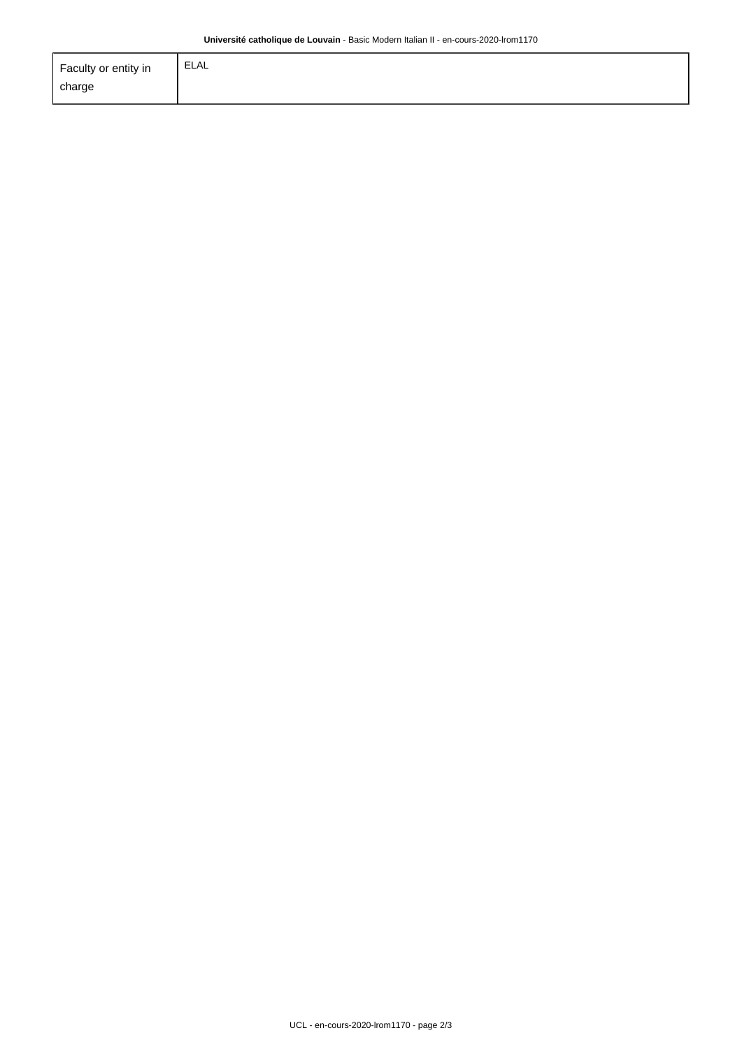| Faculty or entity in charge | ELAL |
|---|---|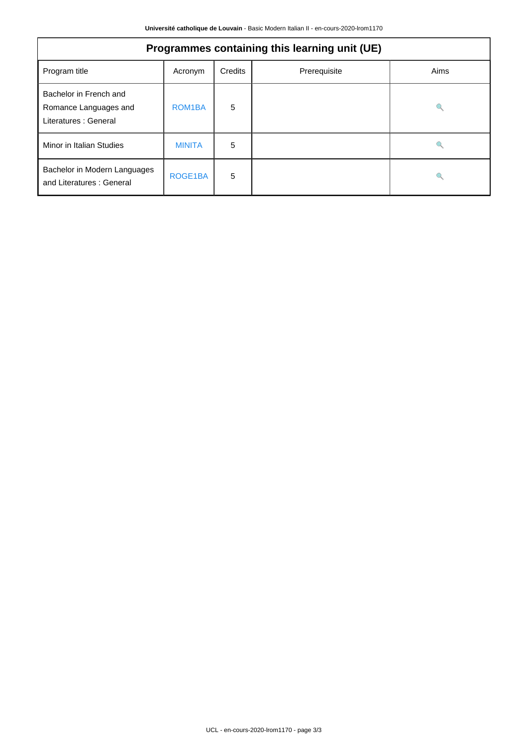| Programmes containing this learning unit (UE) | | | | |
|---|---|---|---|---|
| Program title | Acronym | Credits | Prerequisite | Aims |
| Bachelor in French and Romance Languages and Literatures : General | ROM1BA | 5 | | |
| Minor in Italian Studies | MINITA | 5 | | |
| Bachelor in Modern Languages and Literatures : General | ROGE1BA | 5 | | |